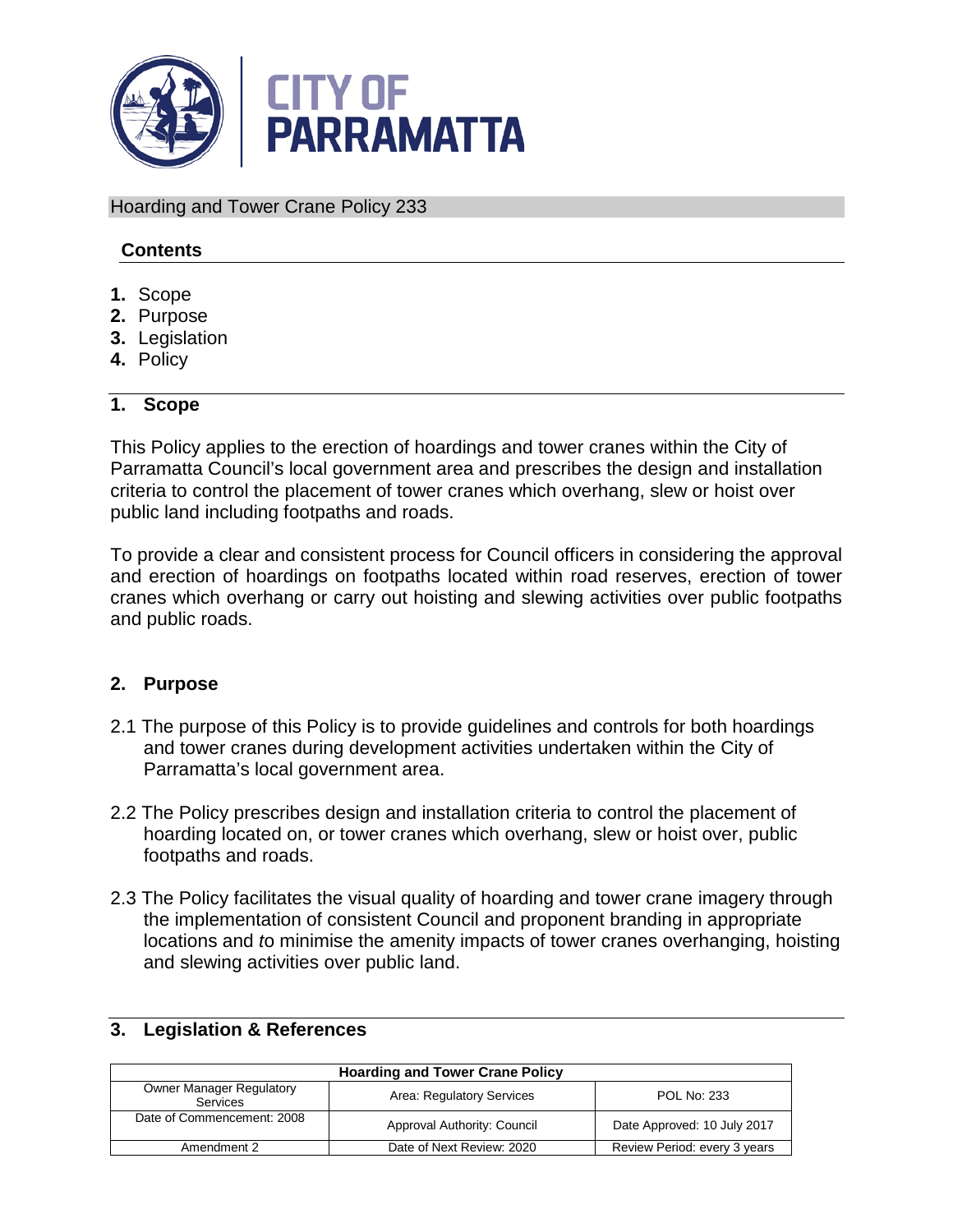CITY OF PARRAMATTA

# Hoarding and Tower Crane Policy 233

## Contents

1. Scope
2. Purpose
3. Legislation
4. Policy

## 1. Scope

This Policy applies to the erection of hoardings and tower cranes within the City of Parramatta Council's local government area and prescribes the design and installation criteria to control the placement of tower cranes which overhang, slew or hoist over public land including footpaths and roads.

To provide a clear and consistent process for Council officers in considering the approval and erection of hoardings on footpaths located within road reserves, erection of tower cranes which overhang or carry out hoisting and slewing activities over public footpaths and public roads.

## 2. Purpose

2.1 The purpose of this Policy is to provide guidelines and controls for both hoardings and tower cranes during development activities undertaken within the City of Parramatta's local government area.

2.2 The Policy prescribes design and installation criteria to control the placement of hoarding located on, or tower cranes which overhang, slew or hoist over, public footpaths and roads.

2.3 The Policy facilitates the visual quality of hoarding and tower crane imagery through the implementation of consistent Council and proponent branding in appropriate locations and *t*o minimise the amenity impacts of tower cranes overhanging, hoisting and slewing activities over public land.

## 3. Legislation & References

| Hoarding and Tower Crane Policy | | |
|---|---|---|
| Owner Manager Regulatory Services | Area: Regulatory Services | POL No: 233 |
| Date of Commencement: 2008 | Approval Authority: Council | Date Approved: 10 July 2017 |
| Amendment 2 | Date of Next Review: 2020 | Review Period: every 3 years |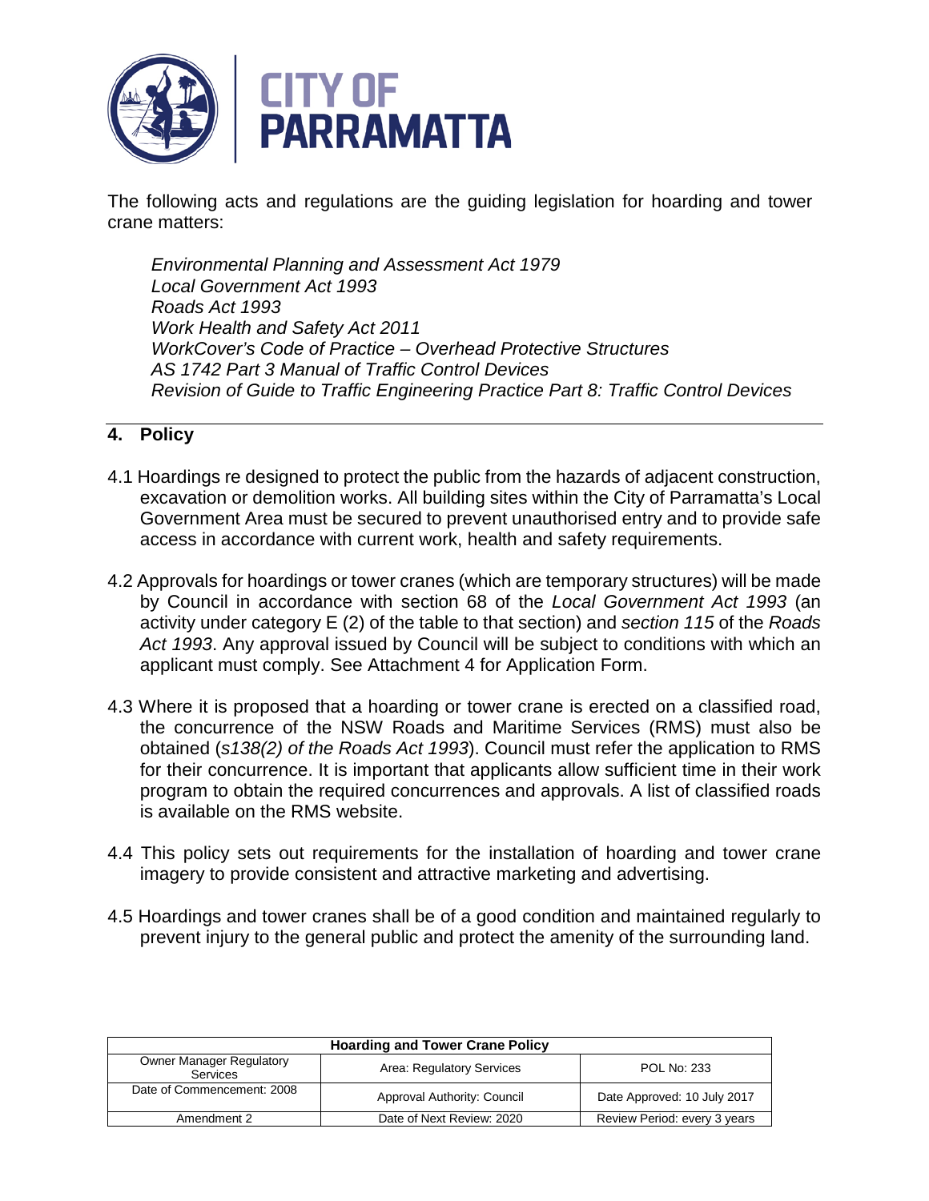The following acts and regulations are the guiding legislation for hoarding and tower crane matters:

*Environmental Planning and Assessment Act 1979*
*Local Government Act 1993*
*Roads Act 1993*
*Work Health and Safety Act 2011*
*WorkCover's Code of Practice – Overhead Protective Structures*
*AS 1742 Part 3 Manual of Traffic Control Devices*
*Revision of Guide to Traffic Engineering Practice Part 8: Traffic Control Devices*

## 4. Policy

4.1 Hoardings re designed to protect the public from the hazards of adjacent construction, excavation or demolition works. All building sites within the City of Parramatta's Local Government Area must be secured to prevent unauthorised entry and to provide safe access in accordance with current work, health and safety requirements.

4.2 Approvals for hoardings or tower cranes (which are temporary structures) will be made by Council in accordance with section 68 of the *Local Government Act 1993* (an activity under category E (2) of the table to that section) and *section 115* of the *Roads Act 1993*. Any approval issued by Council will be subject to conditions with which an applicant must comply. See Attachment 4 for Application Form.

4.3 Where it is proposed that a hoarding or tower crane is erected on a classified road, the concurrence of the NSW Roads and Maritime Services (RMS) must also be obtained (*s138(2) of the Roads Act 1993*). Council must refer the application to RMS for their concurrence. It is important that applicants allow sufficient time in their work program to obtain the required concurrences and approvals. A list of classified roads is available on the RMS website.

4.4 This policy sets out requirements for the installation of hoarding and tower crane imagery to provide consistent and attractive marketing and advertising.

4.5 Hoardings and tower cranes shall be of a good condition and maintained regularly to prevent injury to the general public and protect the amenity of the surrounding land.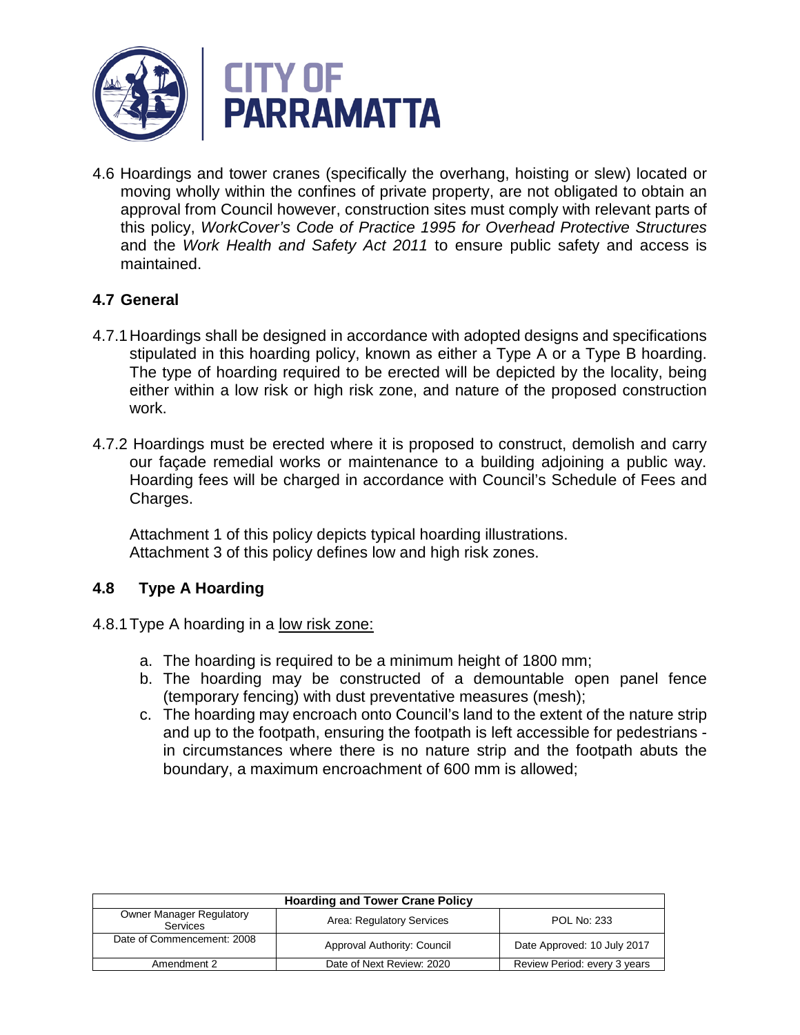4.6 Hoardings and tower cranes (specifically the overhang, hoisting or slew) located or moving wholly within the confines of private property, are not obligated to obtain an approval from Council however, construction sites must comply with relevant parts of this policy, *WorkCover's Code of Practice 1995 for Overhead Protective Structures* and the *Work Health and Safety Act 2011* to ensure public safety and access is maintained.

## 4.7 General

4.7.1 Hoardings shall be designed in accordance with adopted designs and specifications stipulated in this hoarding policy, known as either a Type A or a Type B hoarding. The type of hoarding required to be erected will be depicted by the locality, being either within a low risk or high risk zone, and nature of the proposed construction work.

4.7.2 Hoardings must be erected where it is proposed to construct, demolish and carry our façade remedial works or maintenance to a building adjoining a public way. Hoarding fees will be charged in accordance with Council's Schedule of Fees and Charges.

Attachment 1 of this policy depicts typical hoarding illustrations.
Attachment 3 of this policy defines low and high risk zones.

## 4.8 Type A Hoarding

4.8.1 Type A hoarding in a <u>low risk zone:</u>

a. The hoarding is required to be a minimum height of 1800 mm;
b. The hoarding may be constructed of a demountable open panel fence (temporary fencing) with dust preventative measures (mesh);
c. The hoarding may encroach onto Council's land to the extent of the nature strip and up to the footpath, ensuring the footpath is left accessible for pedestrians - in circumstances where there is no nature strip and the footpath abuts the boundary, a maximum encroachment of 600 mm is allowed;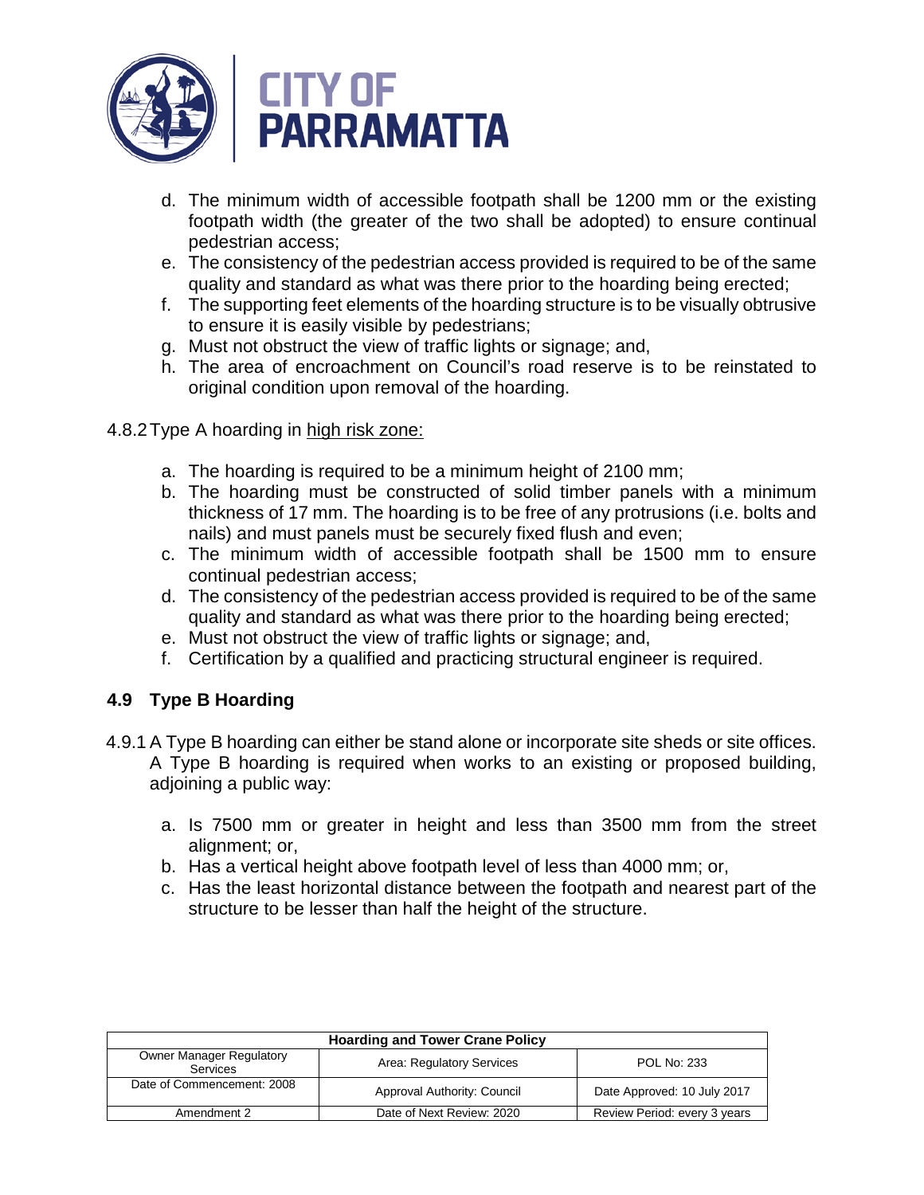d. The minimum width of accessible footpath shall be 1200 mm or the existing footpath width (the greater of the two shall be adopted) to ensure continual pedestrian access;
e. The consistency of the pedestrian access provided is required to be of the same quality and standard as what was there prior to the hoarding being erected;
f. The supporting feet elements of the hoarding structure is to be visually obtrusive to ensure it is easily visible by pedestrians;
g. Must not obstruct the view of traffic lights or signage; and,
h. The area of encroachment on Council's road reserve is to be reinstated to original condition upon removal of the hoarding.

4.8.2 Type A hoarding in <u>high risk zone:</u>

a. The hoarding is required to be a minimum height of 2100 mm;
b. The hoarding must be constructed of solid timber panels with a minimum thickness of 17 mm. The hoarding is to be free of any protrusions (i.e. bolts and nails) and must panels must be securely fixed flush and even;
c. The minimum width of accessible footpath shall be 1500 mm to ensure continual pedestrian access;
d. The consistency of the pedestrian access provided is required to be of the same quality and standard as what was there prior to the hoarding being erected;
e. Must not obstruct the view of traffic lights or signage; and,
f. Certification by a qualified and practicing structural engineer is required.

## 4.9 Type B Hoarding

4.9.1 A Type B hoarding can either be stand alone or incorporate site sheds or site offices. A Type B hoarding is required when works to an existing or proposed building, adjoining a public way:

a. Is 7500 mm or greater in height and less than 3500 mm from the street alignment; or,
b. Has a vertical height above footpath level of less than 4000 mm; or,
c. Has the least horizontal distance between the footpath and nearest part of the structure to be lesser than half the height of the structure.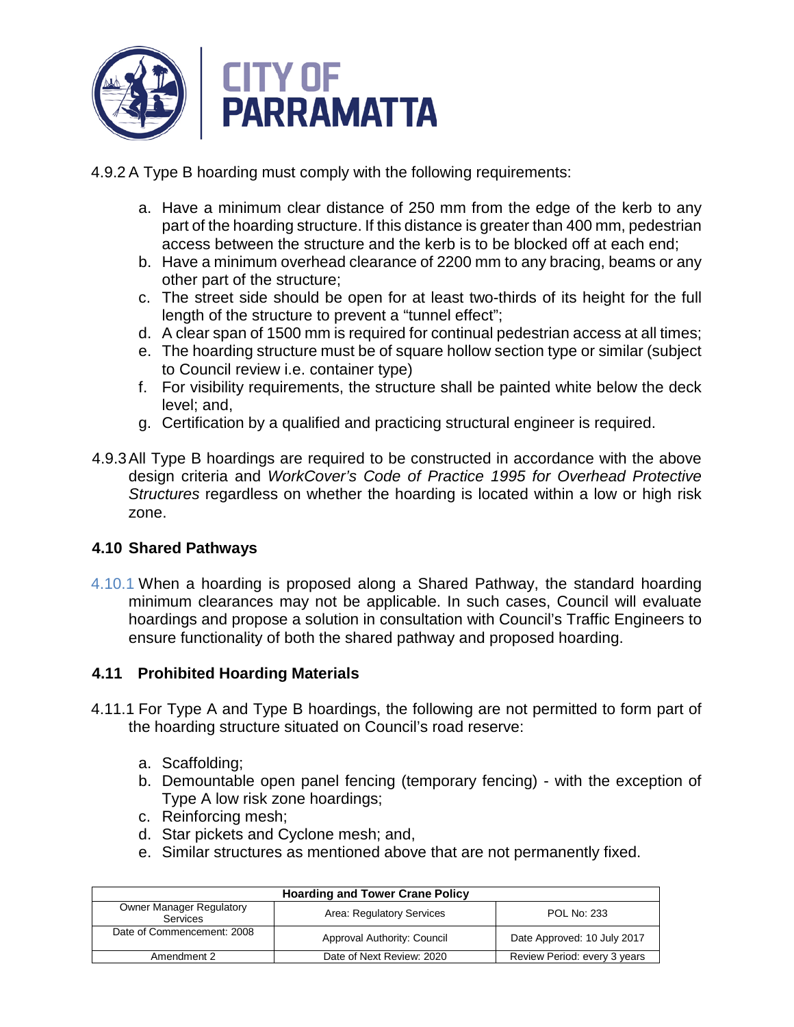4.9.2 A Type B hoarding must comply with the following requirements:

a. Have a minimum clear distance of 250 mm from the edge of the kerb to any part of the hoarding structure. If this distance is greater than 400 mm, pedestrian access between the structure and the kerb is to be blocked off at each end;
b. Have a minimum overhead clearance of 2200 mm to any bracing, beams or any other part of the structure;
c. The street side should be open for at least two-thirds of its height for the full length of the structure to prevent a "tunnel effect";
d. A clear span of 1500 mm is required for continual pedestrian access at all times;
e. The hoarding structure must be of square hollow section type or similar (subject to Council review i.e. container type)
f. For visibility requirements, the structure shall be painted white below the deck level; and,
g. Certification by a qualified and practicing structural engineer is required.

4.9.3 All Type B hoardings are required to be constructed in accordance with the above design criteria and *WorkCover's Code of Practice 1995 for Overhead Protective Structures* regardless on whether the hoarding is located within a low or high risk zone.

### 4.10 Shared Pathways

4.10.1 When a hoarding is proposed along a Shared Pathway, the standard hoarding minimum clearances may not be applicable. In such cases, Council will evaluate hoardings and propose a solution in consultation with Council's Traffic Engineers to ensure functionality of both the shared pathway and proposed hoarding.

### 4.11 Prohibited Hoarding Materials

4.11.1 For Type A and Type B hoardings, the following are not permitted to form part of the hoarding structure situated on Council's road reserve:

a. Scaffolding;
b. Demountable open panel fencing (temporary fencing) - with the exception of Type A low risk zone hoardings;
c. Reinforcing mesh;
d. Star pickets and Cyclone mesh; and,
e. Similar structures as mentioned above that are not permanently fixed.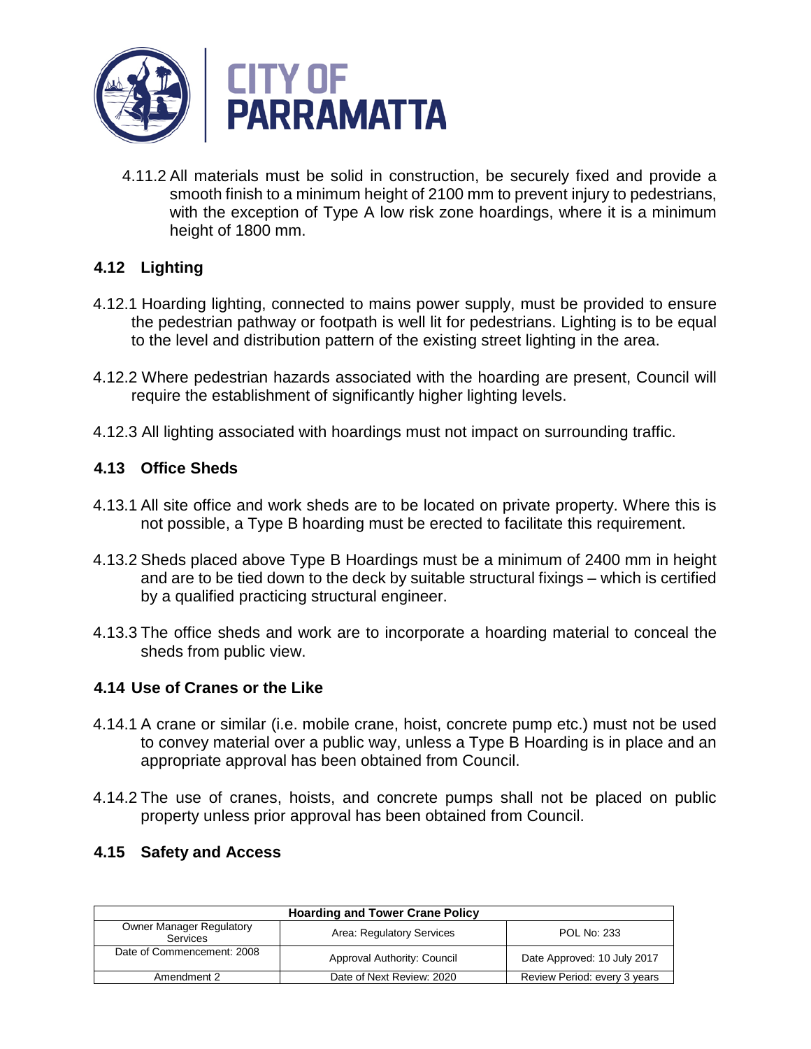4.11.2 All materials must be solid in construction, be securely fixed and provide a smooth finish to a minimum height of 2100 mm to prevent injury to pedestrians, with the exception of Type A low risk zone hoardings, where it is a minimum height of 1800 mm.

## 4.12 Lighting

4.12.1 Hoarding lighting, connected to mains power supply, must be provided to ensure the pedestrian pathway or footpath is well lit for pedestrians. Lighting is to be equal to the level and distribution pattern of the existing street lighting in the area.

4.12.2 Where pedestrian hazards associated with the hoarding are present, Council will require the establishment of significantly higher lighting levels.

4.12.3 All lighting associated with hoardings must not impact on surrounding traffic.

## 4.13 Office Sheds

4.13.1 All site office and work sheds are to be located on private property. Where this is not possible, a Type B hoarding must be erected to facilitate this requirement.

4.13.2 Sheds placed above Type B Hoardings must be a minimum of 2400 mm in height and are to be tied down to the deck by suitable structural fixings – which is certified by a qualified practicing structural engineer.

4.13.3 The office sheds and work are to incorporate a hoarding material to conceal the sheds from public view.

## 4.14 Use of Cranes or the Like

4.14.1 A crane or similar (i.e. mobile crane, hoist, concrete pump etc.) must not be used to convey material over a public way, unless a Type B Hoarding is in place and an appropriate approval has been obtained from Council.

4.14.2 The use of cranes, hoists, and concrete pumps shall not be placed on public property unless prior approval has been obtained from Council.

## 4.15 Safety and Access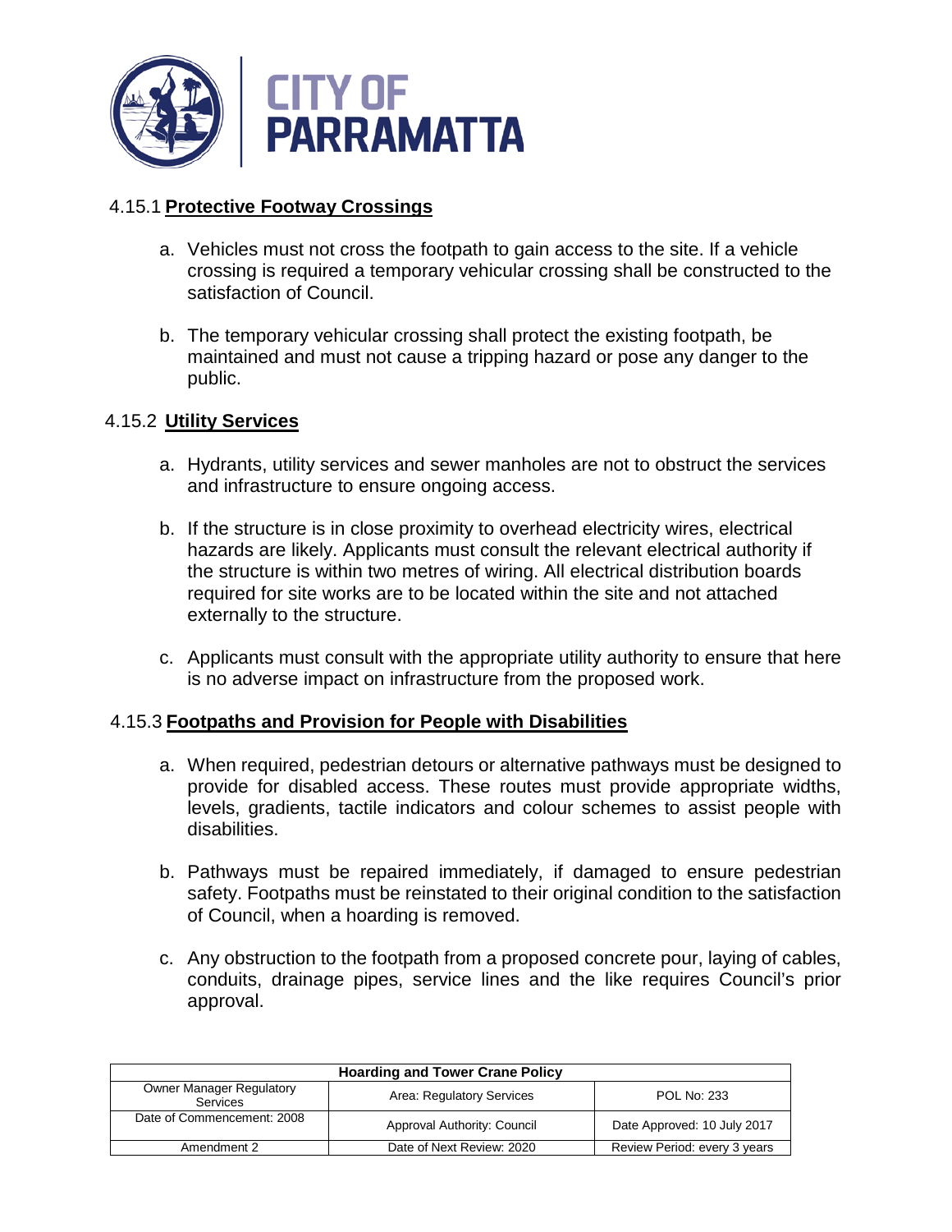### 4.15.1 **Protective Footway Crossings**

a. Vehicles must not cross the footpath to gain access to the site. If a vehicle crossing is required a temporary vehicular crossing shall be constructed to the satisfaction of Council.

b. The temporary vehicular crossing shall protect the existing footpath, be maintained and must not cause a tripping hazard or pose any danger to the public.

### 4.15.2 **Utility Services**

a. Hydrants, utility services and sewer manholes are not to obstruct the services and infrastructure to ensure ongoing access.

b. If the structure is in close proximity to overhead electricity wires, electrical hazards are likely. Applicants must consult the relevant electrical authority if the structure is within two metres of wiring. All electrical distribution boards required for site works are to be located within the site and not attached externally to the structure.

c. Applicants must consult with the appropriate utility authority to ensure that here is no adverse impact on infrastructure from the proposed work.

### 4.15.3 **Footpaths and Provision for People with Disabilities**

a. When required, pedestrian detours or alternative pathways must be designed to provide for disabled access. These routes must provide appropriate widths, levels, gradients, tactile indicators and colour schemes to assist people with disabilities.

b. Pathways must be repaired immediately, if damaged to ensure pedestrian safety. Footpaths must be reinstated to their original condition to the satisfaction of Council, when a hoarding is removed.

c. Any obstruction to the footpath from a proposed concrete pour, laying of cables, conduits, drainage pipes, service lines and the like requires Council's prior approval.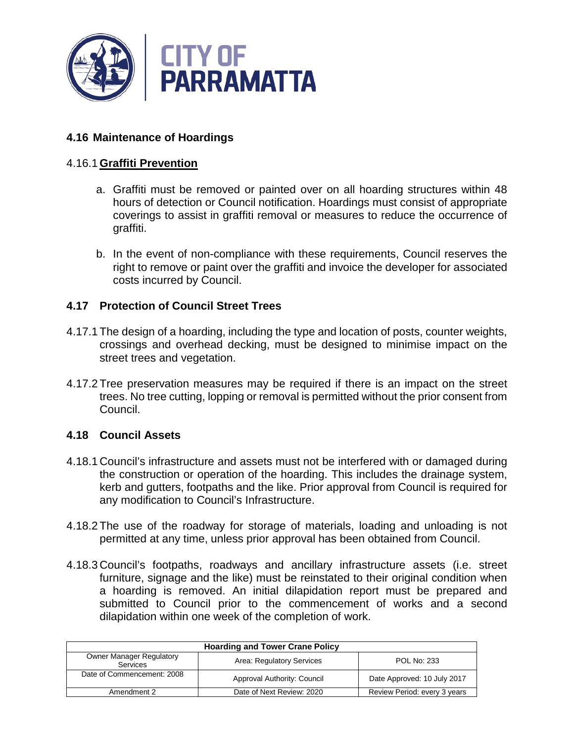## 4.16 Maintenance of Hoardings

### 4.16.1 Graffiti Prevention

a. Graffiti must be removed or painted over on all hoarding structures within 48 hours of detection or Council notification. Hoardings must consist of appropriate coverings to assist in graffiti removal or measures to reduce the occurrence of graffiti.

b. In the event of non-compliance with these requirements, Council reserves the right to remove or paint over the graffiti and invoice the developer for associated costs incurred by Council.

## 4.17 Protection of Council Street Trees

4.17.1 The design of a hoarding, including the type and location of posts, counter weights, crossings and overhead decking, must be designed to minimise impact on the street trees and vegetation.

4.17.2 Tree preservation measures may be required if there is an impact on the street trees. No tree cutting, lopping or removal is permitted without the prior consent from Council.

## 4.18 Council Assets

4.18.1 Council's infrastructure and assets must not be interfered with or damaged during the construction or operation of the hoarding. This includes the drainage system, kerb and gutters, footpaths and the like. Prior approval from Council is required for any modification to Council's Infrastructure.

4.18.2 The use of the roadway for storage of materials, loading and unloading is not permitted at any time, unless prior approval has been obtained from Council.

4.18.3 Council's footpaths, roadways and ancillary infrastructure assets (i.e. street furniture, signage and the like) must be reinstated to their original condition when a hoarding is removed. An initial dilapidation report must be prepared and submitted to Council prior to the commencement of works and a second dilapidation within one week of the completion of work.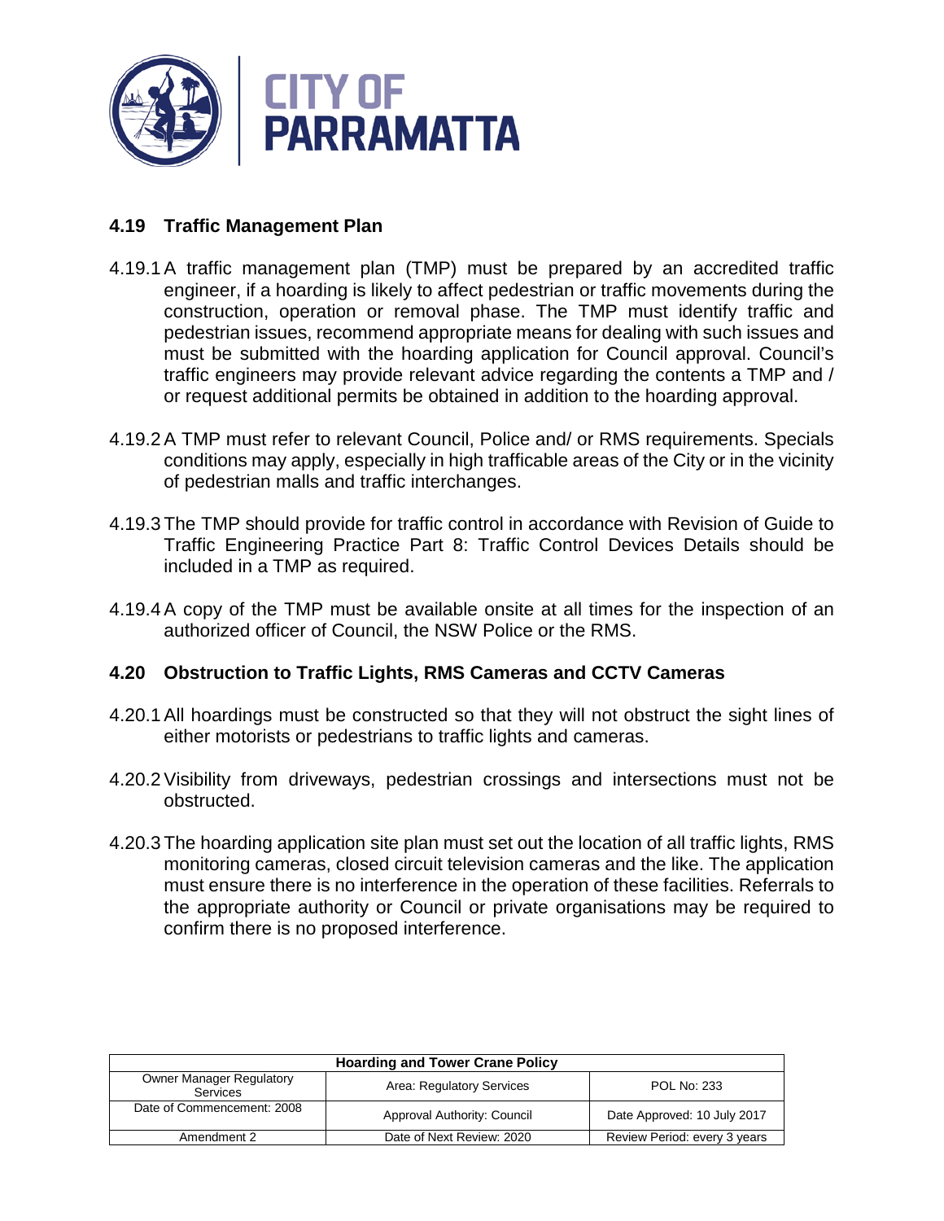## 4.19 Traffic Management Plan

4.19.1 A traffic management plan (TMP) must be prepared by an accredited traffic engineer, if a hoarding is likely to affect pedestrian or traffic movements during the construction, operation or removal phase. The TMP must identify traffic and pedestrian issues, recommend appropriate means for dealing with such issues and must be submitted with the hoarding application for Council approval. Council's traffic engineers may provide relevant advice regarding the contents a TMP and / or request additional permits be obtained in addition to the hoarding approval.

4.19.2 A TMP must refer to relevant Council, Police and/ or RMS requirements. Specials conditions may apply, especially in high trafficable areas of the City or in the vicinity of pedestrian malls and traffic interchanges.

4.19.3 The TMP should provide for traffic control in accordance with Revision of Guide to Traffic Engineering Practice Part 8: Traffic Control Devices Details should be included in a TMP as required.

4.19.4 A copy of the TMP must be available onsite at all times for the inspection of an authorized officer of Council, the NSW Police or the RMS.

## 4.20 Obstruction to Traffic Lights, RMS Cameras and CCTV Cameras

4.20.1 All hoardings must be constructed so that they will not obstruct the sight lines of either motorists or pedestrians to traffic lights and cameras.

4.20.2 Visibility from driveways, pedestrian crossings and intersections must not be obstructed.

4.20.3 The hoarding application site plan must set out the location of all traffic lights, RMS monitoring cameras, closed circuit television cameras and the like. The application must ensure there is no interference in the operation of these facilities. Referrals to the appropriate authority or Council or private organisations may be required to confirm there is no proposed interference.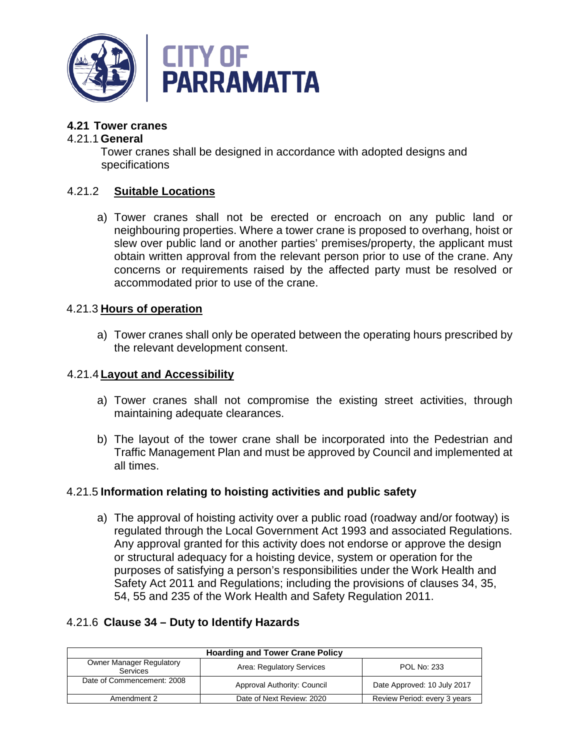## 4.21 Tower cranes

### 4.21.1 General

Tower cranes shall be designed in accordance with adopted designs and specifications

### 4.21.2 Suitable Locations

a) Tower cranes shall not be erected or encroach on any public land or neighbouring properties. Where a tower crane is proposed to overhang, hoist or slew over public land or another parties' premises/property, the applicant must obtain written approval from the relevant person prior to use of the crane. Any concerns or requirements raised by the affected party must be resolved or accommodated prior to use of the crane.

### 4.21.3 Hours of operation

a) Tower cranes shall only be operated between the operating hours prescribed by the relevant development consent.

### 4.21.4 Layout and Accessibility

a) Tower cranes shall not compromise the existing street activities, through maintaining adequate clearances.

b) The layout of the tower crane shall be incorporated into the Pedestrian and Traffic Management Plan and must be approved by Council and implemented at all times.

### 4.21.5 Information relating to hoisting activities and public safety

a) The approval of hoisting activity over a public road (roadway and/or footway) is regulated through the Local Government Act 1993 and associated Regulations. Any approval granted for this activity does not endorse or approve the design or structural adequacy for a hoisting device, system or operation for the purposes of satisfying a person's responsibilities under the Work Health and Safety Act 2011 and Regulations; including the provisions of clauses 34, 35, 54, 55 and 235 of the Work Health and Safety Regulation 2011.

### 4.21.6 Clause 34 – Duty to Identify Hazards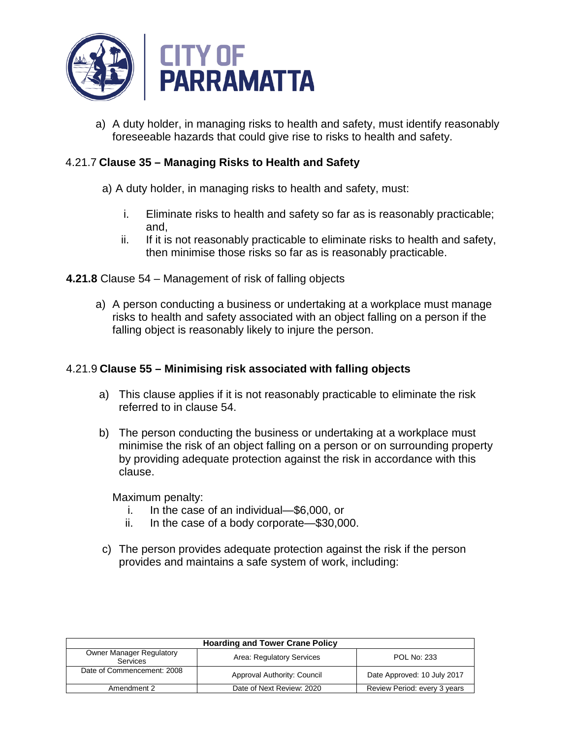a) A duty holder, in managing risks to health and safety, must identify reasonably foreseeable hazards that could give rise to risks to health and safety.

4.21.7 **Clause 35 – Managing Risks to Health and Safety**

a) A duty holder, in managing risks to health and safety, must:

   i. Eliminate risks to health and safety so far as is reasonably practicable; and,
   ii. If it is not reasonably practicable to eliminate risks to health and safety, then minimise those risks so far as is reasonably practicable.

**4.21.8** Clause 54 – Management of risk of falling objects

a) A person conducting a business or undertaking at a workplace must manage risks to health and safety associated with an object falling on a person if the falling object is reasonably likely to injure the person.

4.21.9 **Clause 55 – Minimising risk associated with falling objects**

a) This clause applies if it is not reasonably practicable to eliminate the risk referred to in clause 54.

b) The person conducting the business or undertaking at a workplace must minimise the risk of an object falling on a person or on surrounding property by providing adequate protection against the risk in accordance with this clause.

   Maximum penalty:
   i. In the case of an individual—$6,000, or
   ii. In the case of a body corporate—$30,000.

c) The person provides adequate protection against the risk if the person provides and maintains a safe system of work, including: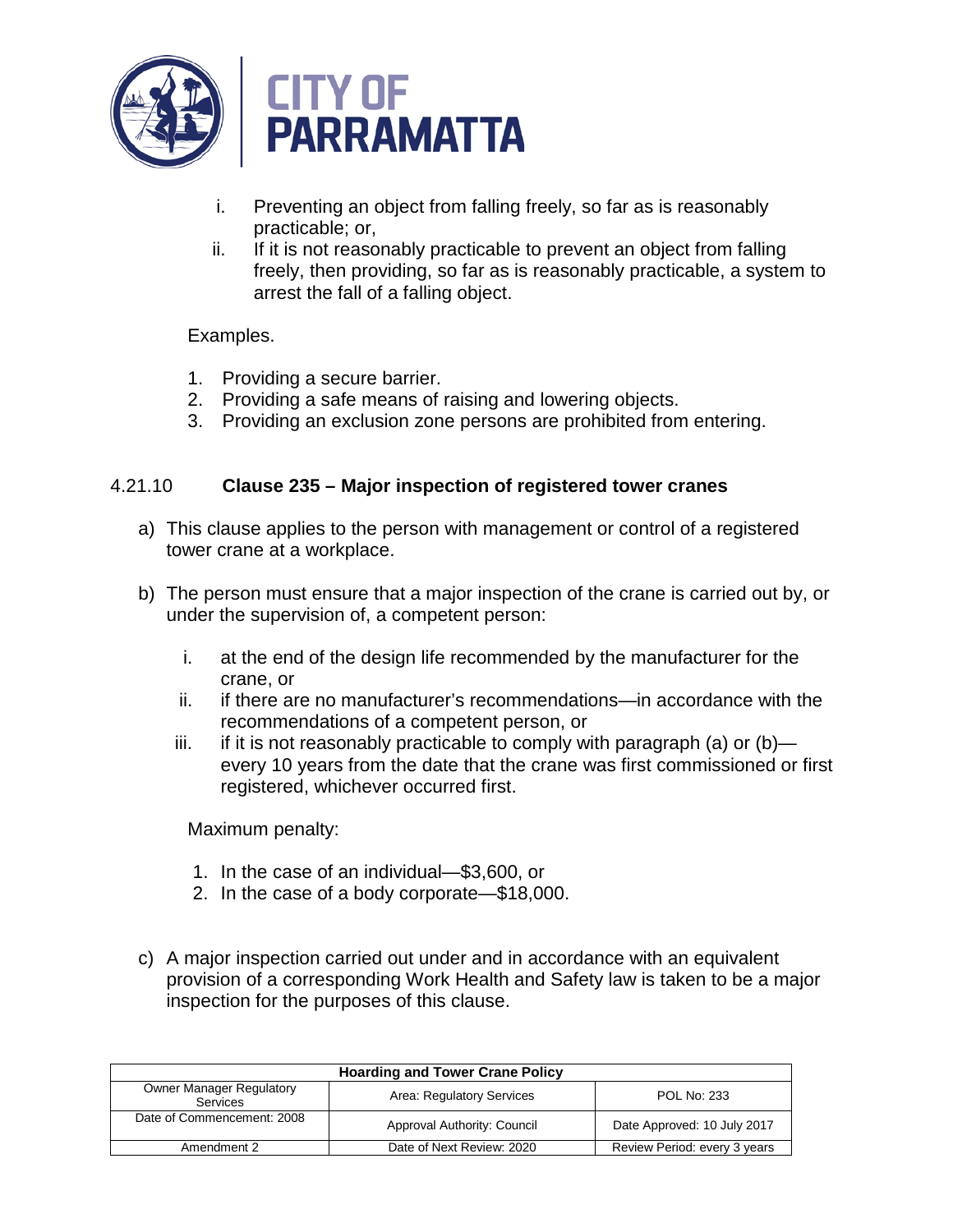i. Preventing an object from falling freely, so far as is reasonably practicable; or,
ii. If it is not reasonably practicable to prevent an object from falling freely, then providing, so far as is reasonably practicable, a system to arrest the fall of a falling object.

Examples.

1. Providing a secure barrier.
2. Providing a safe means of raising and lowering objects.
3. Providing an exclusion zone persons are prohibited from entering.

### 4.21.10 Clause 235 – Major inspection of registered tower cranes

a) This clause applies to the person with management or control of a registered tower crane at a workplace.

b) The person must ensure that a major inspection of the crane is carried out by, or under the supervision of, a competent person:

   i. at the end of the design life recommended by the manufacturer for the crane, or
   ii. if there are no manufacturer's recommendations—in accordance with the recommendations of a competent person, or
   iii. if it is not reasonably practicable to comply with paragraph (a) or (b)—every 10 years from the date that the crane was first commissioned or first registered, whichever occurred first.

   Maximum penalty:

   1. In the case of an individual—$3,600, or
   2. In the case of a body corporate—$18,000.

c) A major inspection carried out under and in accordance with an equivalent provision of a corresponding Work Health and Safety law is taken to be a major inspection for the purposes of this clause.

| Hoarding and Tower Crane Policy | | |
|---|---|---|
| Owner Manager Regulatory Services | Area: Regulatory Services | POL No: 233 |
| Date of Commencement: 2008 | Approval Authority: Council | Date Approved: 10 July 2017 |
| Amendment 2 | Date of Next Review: 2020 | Review Period: every 3 years |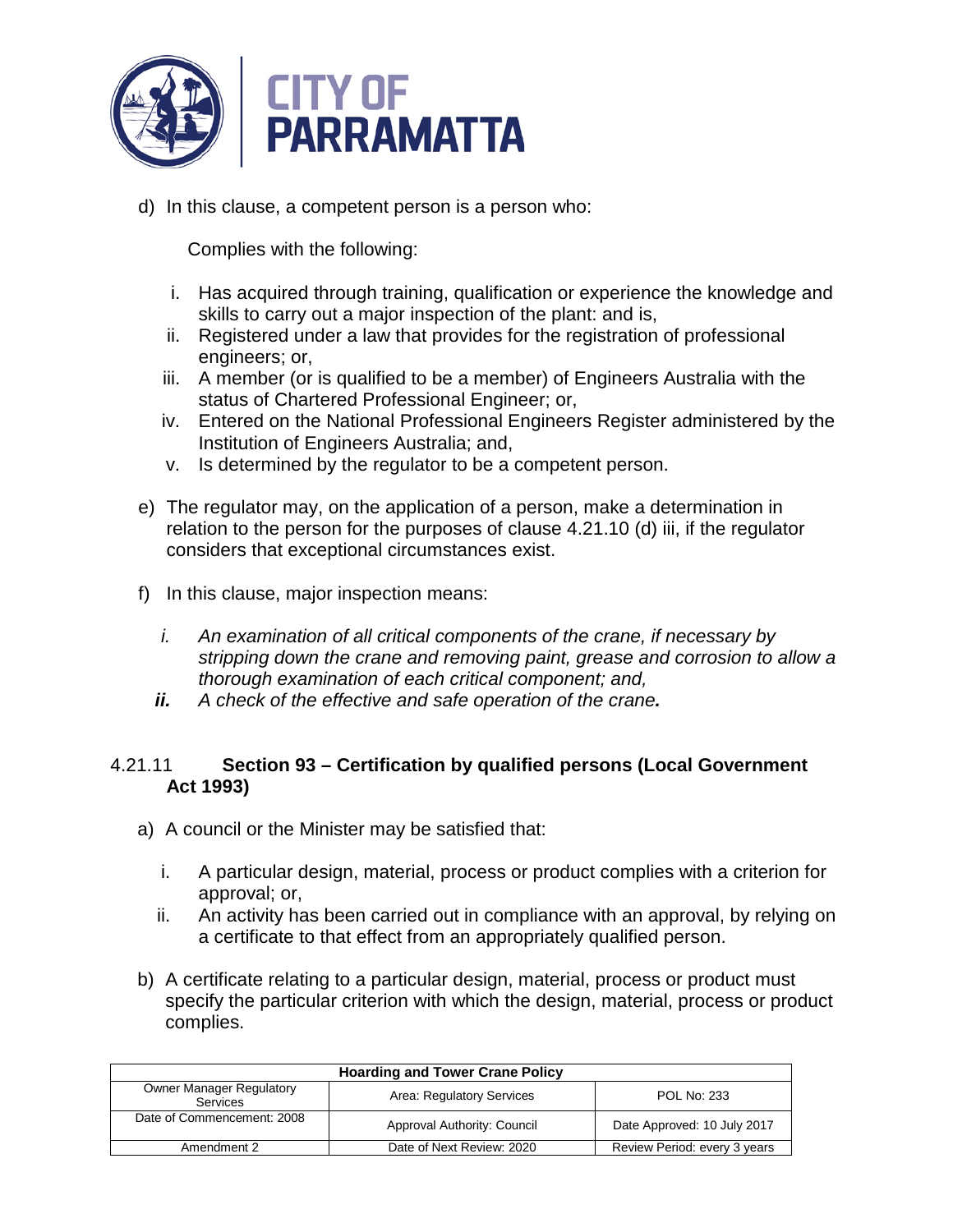d) In this clause, a competent person is a person who:

   Complies with the following:

   i. Has acquired through training, qualification or experience the knowledge and skills to carry out a major inspection of the plant: and is,
   ii. Registered under a law that provides for the registration of professional engineers; or,
   iii. A member (or is qualified to be a member) of Engineers Australia with the status of Chartered Professional Engineer; or,
   iv. Entered on the National Professional Engineers Register administered by the Institution of Engineers Australia; and,
   v. Is determined by the regulator to be a competent person.

e) The regulator may, on the application of a person, make a determination in relation to the person for the purposes of clause 4.21.10 (d) iii, if the regulator considers that exceptional circumstances exist.

f) In this clause, major inspection means:

   *i. An examination of all critical components of the crane, if necessary by stripping down the crane and removing paint, grease and corrosion to allow a thorough examination of each critical component; and,*
   ***ii.** A check of the effective and safe operation of the crane**.***

### 4.21.11 **Section 93 – Certification by qualified persons (Local Government Act 1993)**

a) A council or the Minister may be satisfied that:

   i. A particular design, material, process or product complies with a criterion for approval; or,
   ii. An activity has been carried out in compliance with an approval, by relying on a certificate to that effect from an appropriately qualified person.

b) A certificate relating to a particular design, material, process or product must specify the particular criterion with which the design, material, process or product complies.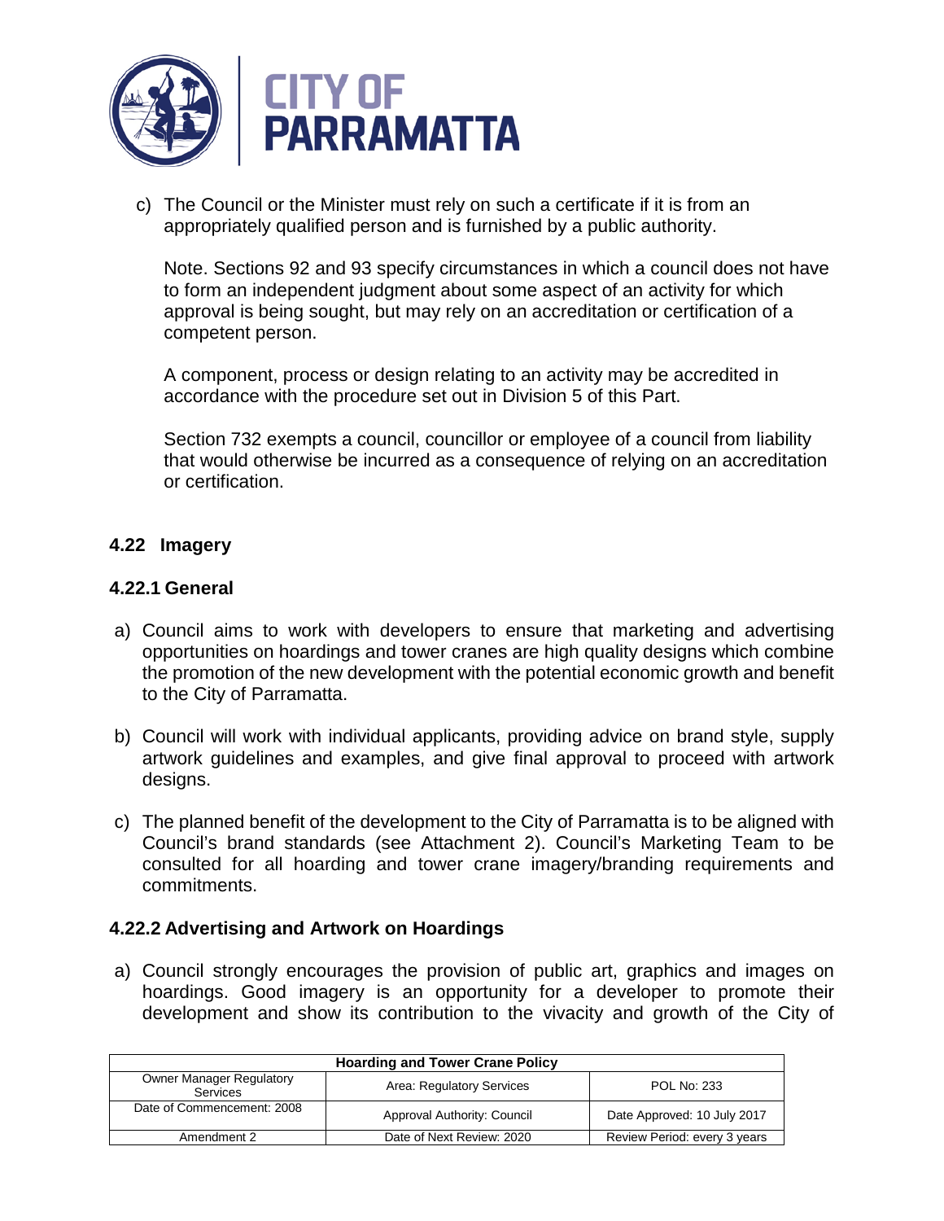c) The Council or the Minister must rely on such a certificate if it is from an appropriately qualified person and is furnished by a public authority.

Note. Sections 92 and 93 specify circumstances in which a council does not have to form an independent judgment about some aspect of an activity for which approval is being sought, but may rely on an accreditation or certification of a competent person.

A component, process or design relating to an activity may be accredited in accordance with the procedure set out in Division 5 of this Part.

Section 732 exempts a council, councillor or employee of a council from liability that would otherwise be incurred as a consequence of relying on an accreditation or certification.

## 4.22 Imagery

### 4.22.1 General

a) Council aims to work with developers to ensure that marketing and advertising opportunities on hoardings and tower cranes are high quality designs which combine the promotion of the new development with the potential economic growth and benefit to the City of Parramatta.

b) Council will work with individual applicants, providing advice on brand style, supply artwork guidelines and examples, and give final approval to proceed with artwork designs.

c) The planned benefit of the development to the City of Parramatta is to be aligned with Council's brand standards (see Attachment 2). Council's Marketing Team to be consulted for all hoarding and tower crane imagery/branding requirements and commitments.

### 4.22.2 Advertising and Artwork on Hoardings

a) Council strongly encourages the provision of public art, graphics and images on hoardings. Good imagery is an opportunity for a developer to promote their development and show its contribution to the vivacity and growth of the City of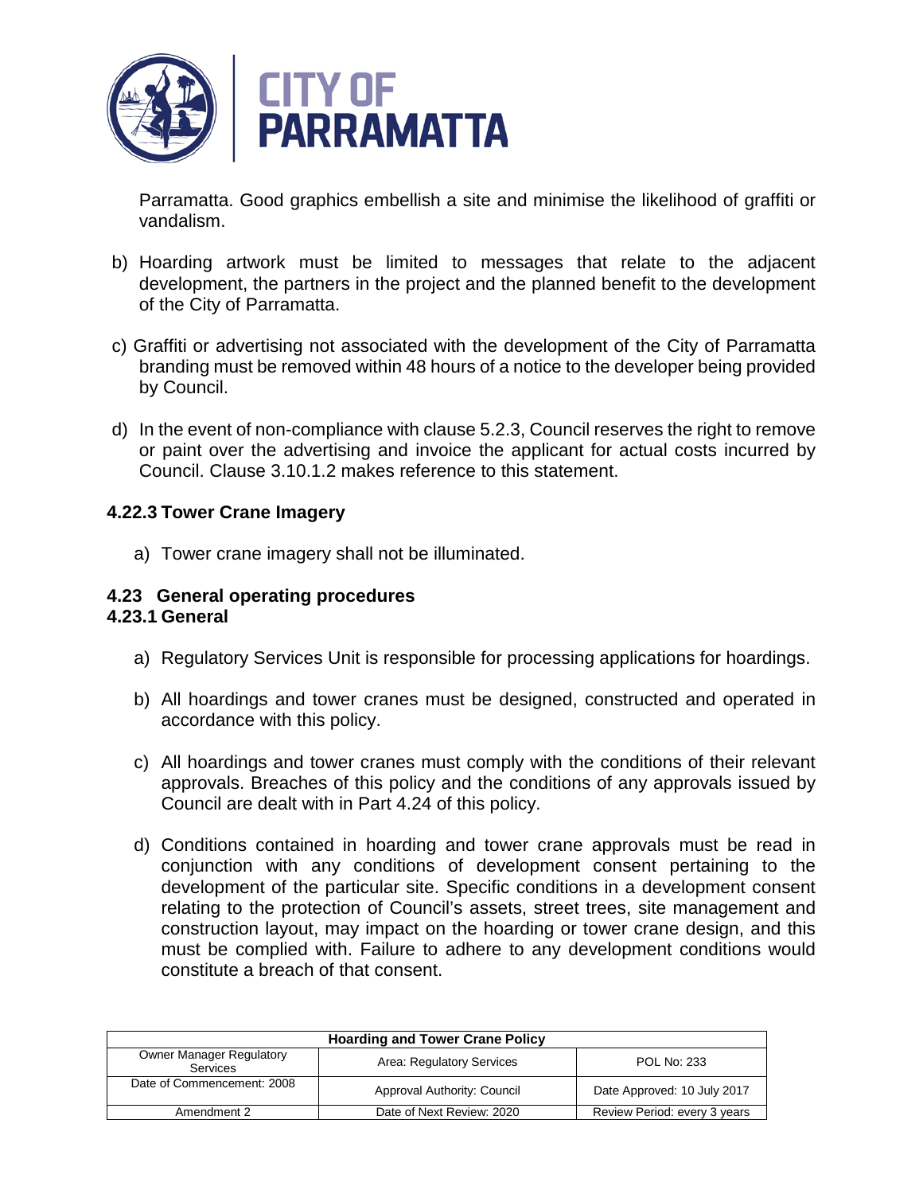Parramatta. Good graphics embellish a site and minimise the likelihood of graffiti or vandalism.

b) Hoarding artwork must be limited to messages that relate to the adjacent development, the partners in the project and the planned benefit to the development of the City of Parramatta.

c) Graffiti or advertising not associated with the development of the City of Parramatta branding must be removed within 48 hours of a notice to the developer being provided by Council.

d) In the event of non-compliance with clause 5.2.3, Council reserves the right to remove or paint over the advertising and invoice the applicant for actual costs incurred by Council. Clause 3.10.1.2 makes reference to this statement.

### 4.22.3 Tower Crane Imagery

a) Tower crane imagery shall not be illuminated.

## 4.23 General operating procedures

### 4.23.1 General

a) Regulatory Services Unit is responsible for processing applications for hoardings.

b) All hoardings and tower cranes must be designed, constructed and operated in accordance with this policy.

c) All hoardings and tower cranes must comply with the conditions of their relevant approvals. Breaches of this policy and the conditions of any approvals issued by Council are dealt with in Part 4.24 of this policy.

d) Conditions contained in hoarding and tower crane approvals must be read in conjunction with any conditions of development consent pertaining to the development of the particular site. Specific conditions in a development consent relating to the protection of Council's assets, street trees, site management and construction layout, may impact on the hoarding or tower crane design, and this must be complied with. Failure to adhere to any development conditions would constitute a breach of that consent.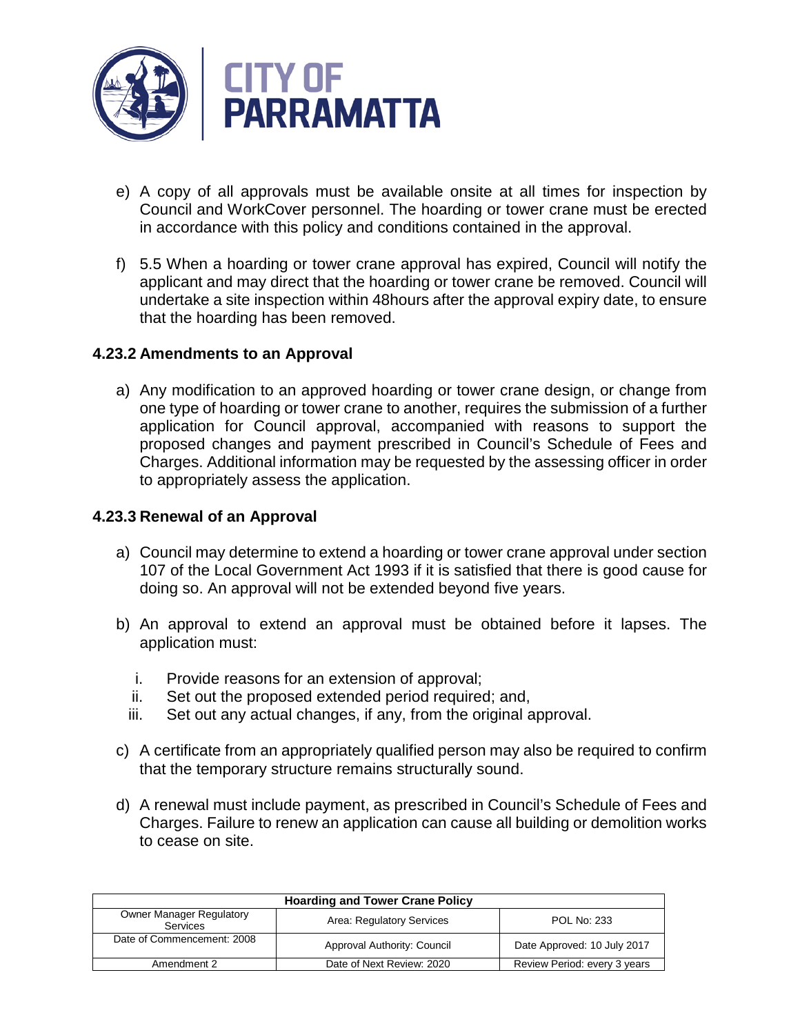e) A copy of all approvals must be available onsite at all times for inspection by Council and WorkCover personnel. The hoarding or tower crane must be erected in accordance with this policy and conditions contained in the approval.

f) 5.5 When a hoarding or tower crane approval has expired, Council will notify the applicant and may direct that the hoarding or tower crane be removed. Council will undertake a site inspection within 48hours after the approval expiry date, to ensure that the hoarding has been removed.

### 4.23.2 Amendments to an Approval

a) Any modification to an approved hoarding or tower crane design, or change from one type of hoarding or tower crane to another, requires the submission of a further application for Council approval, accompanied with reasons to support the proposed changes and payment prescribed in Council's Schedule of Fees and Charges. Additional information may be requested by the assessing officer in order to appropriately assess the application.

### 4.23.3 Renewal of an Approval

a) Council may determine to extend a hoarding or tower crane approval under section 107 of the Local Government Act 1993 if it is satisfied that there is good cause for doing so. An approval will not be extended beyond five years.

b) An approval to extend an approval must be obtained before it lapses. The application must:

   i. Provide reasons for an extension of approval;
   ii. Set out the proposed extended period required; and,
   iii. Set out any actual changes, if any, from the original approval.

c) A certificate from an appropriately qualified person may also be required to confirm that the temporary structure remains structurally sound.

d) A renewal must include payment, as prescribed in Council's Schedule of Fees and Charges. Failure to renew an application can cause all building or demolition works to cease on site.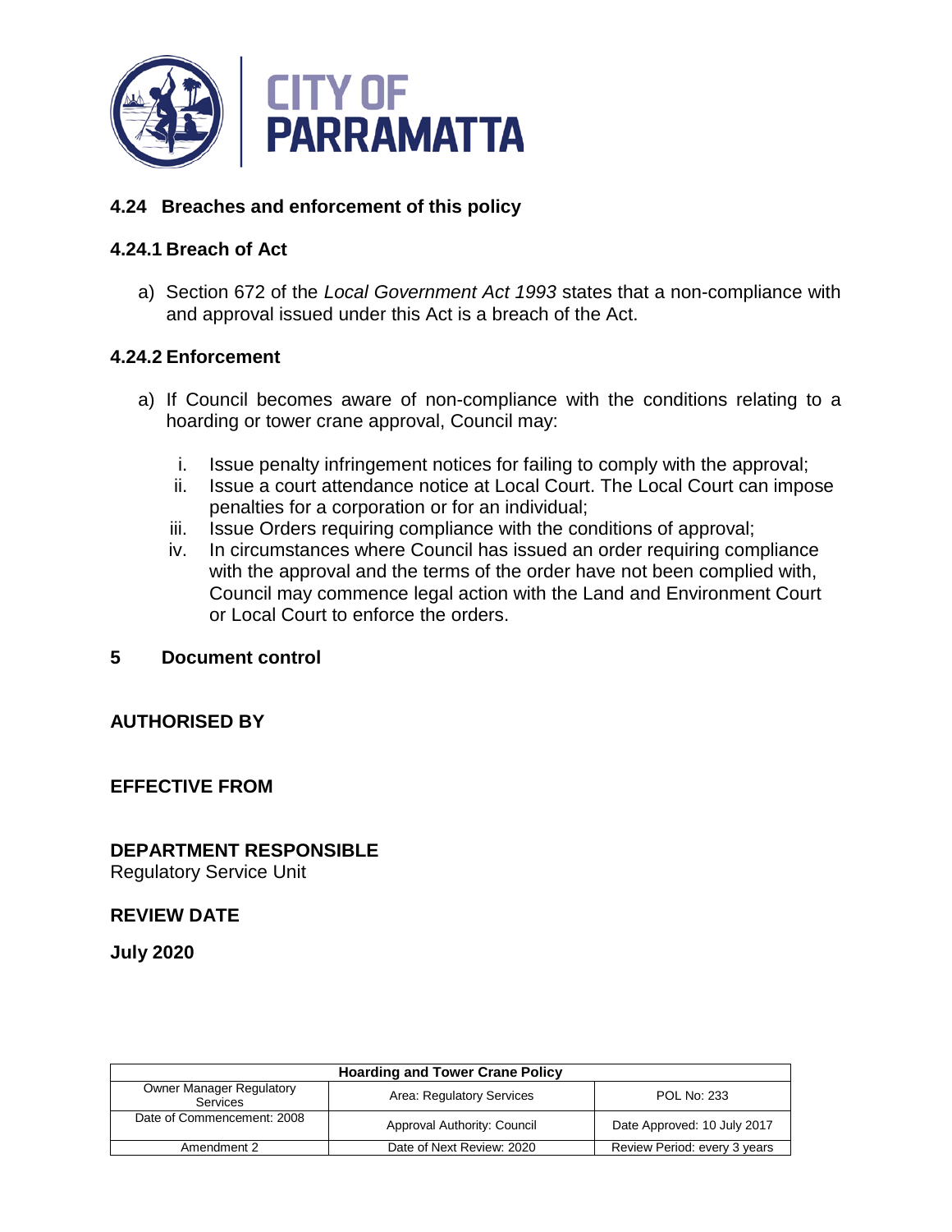### 4.24 Breaches and enforcement of this policy

#### 4.24.1 Breach of Act

a) Section 672 of the *Local Government Act 1993* states that a non-compliance with and approval issued under this Act is a breach of the Act.

#### 4.24.2 Enforcement

a) If Council becomes aware of non-compliance with the conditions relating to a hoarding or tower crane approval, Council may:

   i. Issue penalty infringement notices for failing to comply with the approval;
   ii. Issue a court attendance notice at Local Court. The Local Court can impose penalties for a corporation or for an individual;
   iii. Issue Orders requiring compliance with the conditions of approval;
   iv. In circumstances where Council has issued an order requiring compliance with the approval and the terms of the order have not been complied with, Council may commence legal action with the Land and Environment Court or Local Court to enforce the orders.

## 5 Document control

**AUTHORISED BY**

**EFFECTIVE FROM**

**DEPARTMENT RESPONSIBLE**
Regulatory Service Unit

**REVIEW DATE**

**July 2020**

| Hoarding and Tower Crane Policy | | |
|---|---|---|
| Owner Manager Regulatory Services | Area: Regulatory Services | POL No: 233 |
| Date of Commencement: 2008 | Approval Authority: Council | Date Approved: 10 July 2017 |
| Amendment 2 | Date of Next Review: 2020 | Review Period: every 3 years |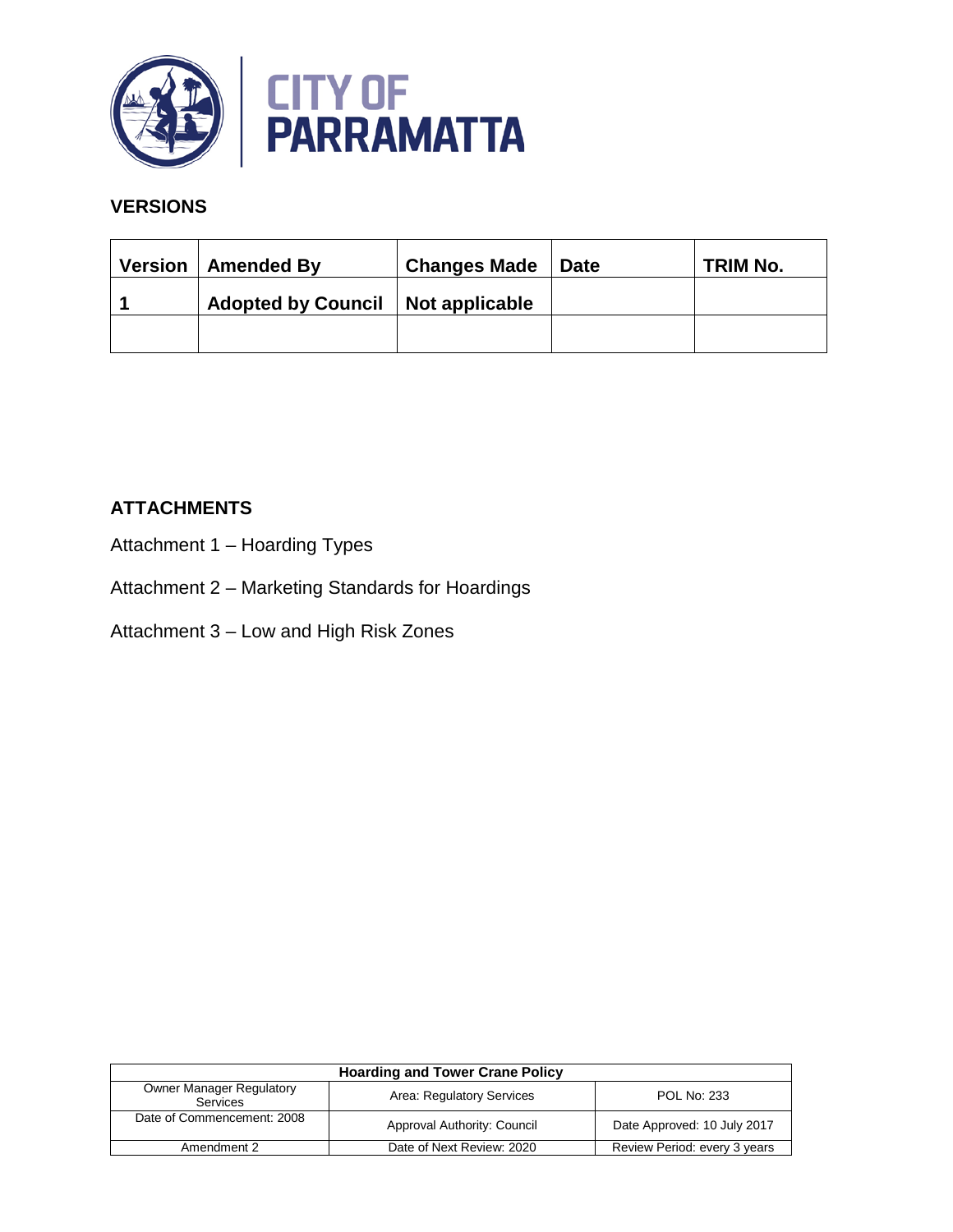## VERSIONS

| Version | Amended By | Changes Made | Date | TRIM No. |
|---|---|---|---|---|
| 1 | Adopted by Council | Not applicable | | |
| | | | | |

## ATTACHMENTS

Attachment 1 – Hoarding Types

Attachment 2 – Marketing Standards for Hoardings

Attachment 3 – Low and High Risk Zones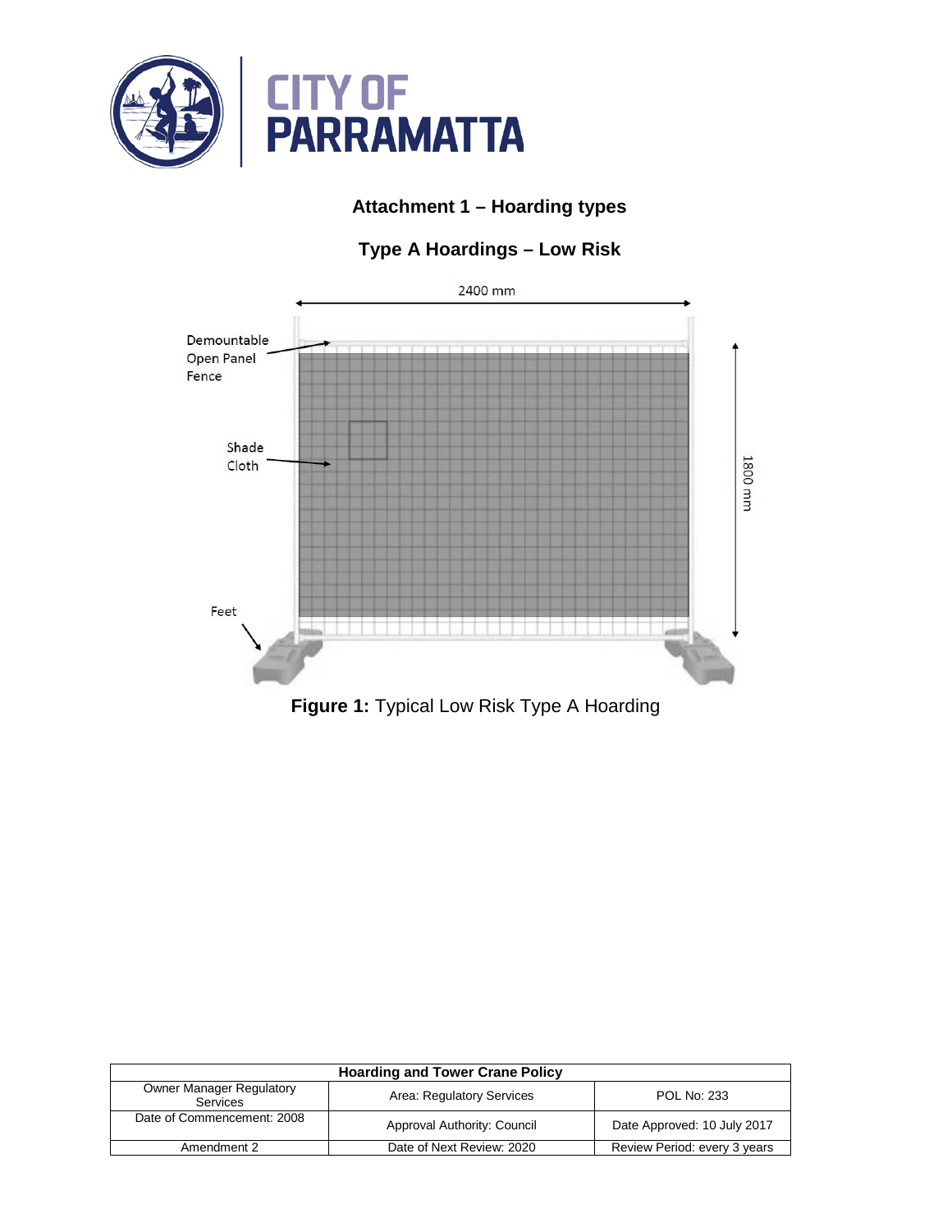## Attachment 1 – Hoarding types

### Type A Hoardings – Low Risk

2400 mm

Demountable Open Panel Fence

Shade Cloth

Feet

1800 mm

**Figure 1:** Typical Low Risk Type A Hoarding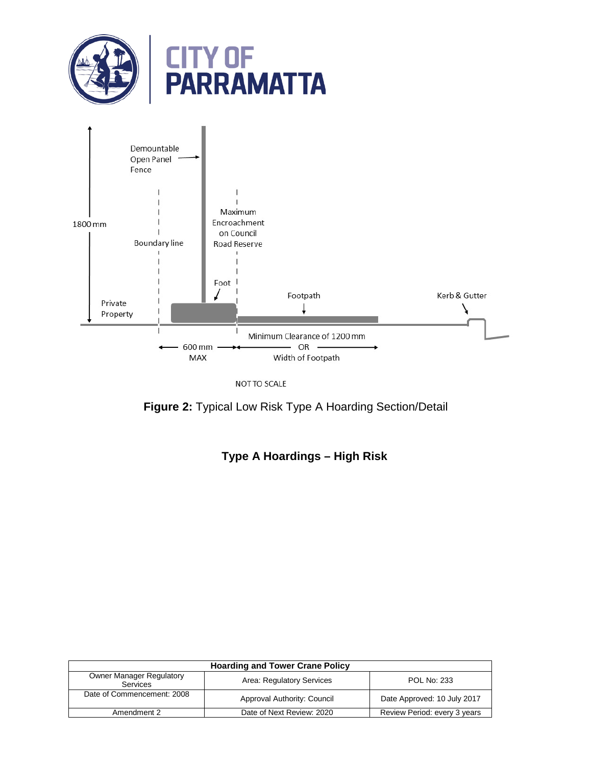Demountable Open Panel Fence

Boundary line

Maximum Encroachment on Council Road Reserve

1800 mm

Foot

Footpath

Kerb & Gutter

Private Property

600 mm MAX

Minimum Clearance of 1200 mm OR Width of Footpath

NOT TO SCALE

**Figure 2:** Typical Low Risk Type A Hoarding Section/Detail

## Type A Hoardings – High Risk

| Hoarding and Tower Crane Policy | | |
|---|---|---|
| Owner Manager Regulatory Services | Area: Regulatory Services | POL No: 233 |
| Date of Commencement: 2008 | Approval Authority: Council | Date Approved: 10 July 2017 |
| Amendment 2 | Date of Next Review: 2020 | Review Period: every 3 years |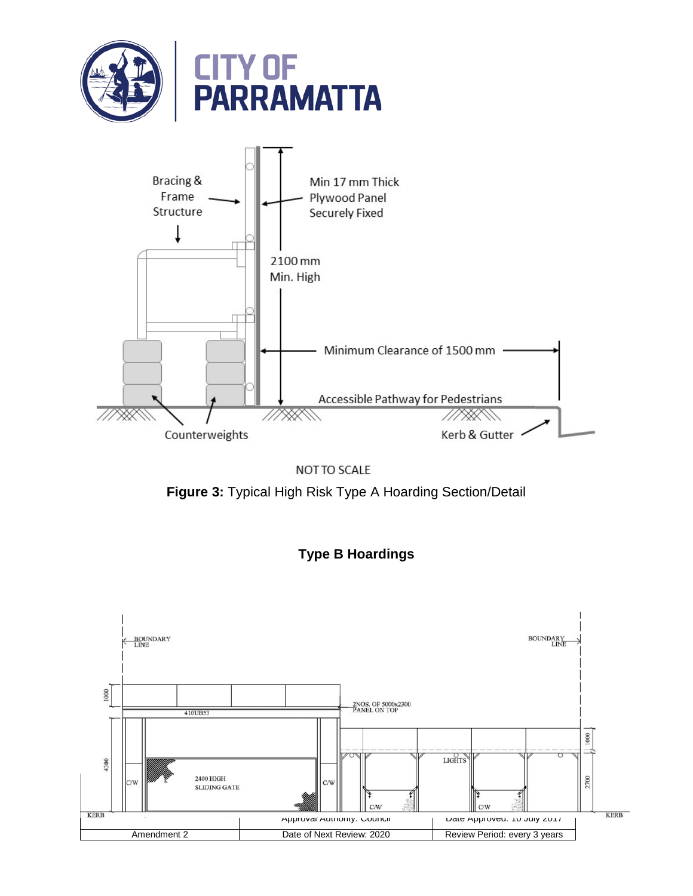**Figure 3:** Typical High Risk Type A Hoarding Section/Detail

## Type B Hoardings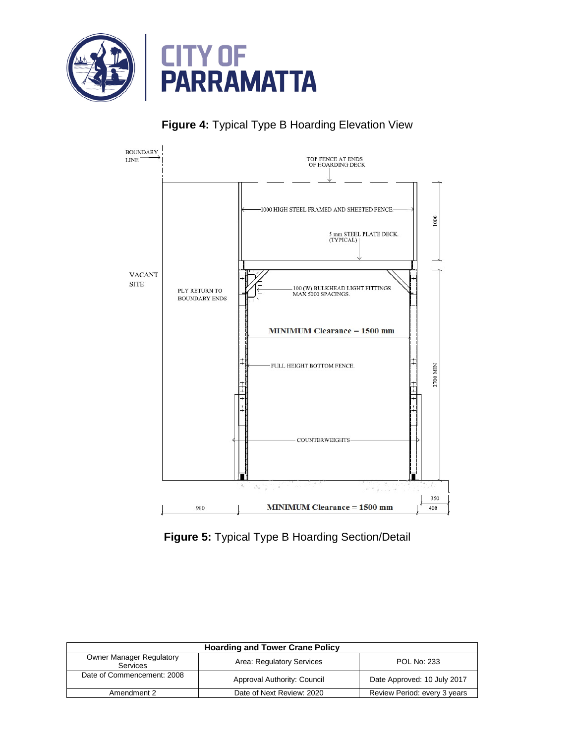**Figure 4:** Typical Type B Hoarding Elevation View

BOUNDARY LINE

TOP FENCE AT ENDS OF HOARDING DECK

1000 HIGH STEEL FRAMED AND SHEETED FENCE

5 mm STEEL PLATE DECK. (TYPICAL)

1000

VACANT SITE

PLY RETURN TO BOUNDARY ENDS

100 (W) BULKHEAD LIGHT FITTINGS MAX 5000 SPACINGS.

MINIMUM Clearance = 1500 mm

FULL HEIGHT BOTTOM FENCE.

2700 MIN

COUNTERWEIGHTS

980

MINIMUM Clearance = 1500 mm

350

400

**Figure 5:** Typical Type B Hoarding Section/Detail

| Hoarding and Tower Crane Policy | | |
|---|---|---|
| Owner Manager Regulatory Services | Area: Regulatory Services | POL No: 233 |
| Date of Commencement: 2008 | Approval Authority: Council | Date Approved: 10 July 2017 |
| Amendment 2 | Date of Next Review: 2020 | Review Period: every 3 years |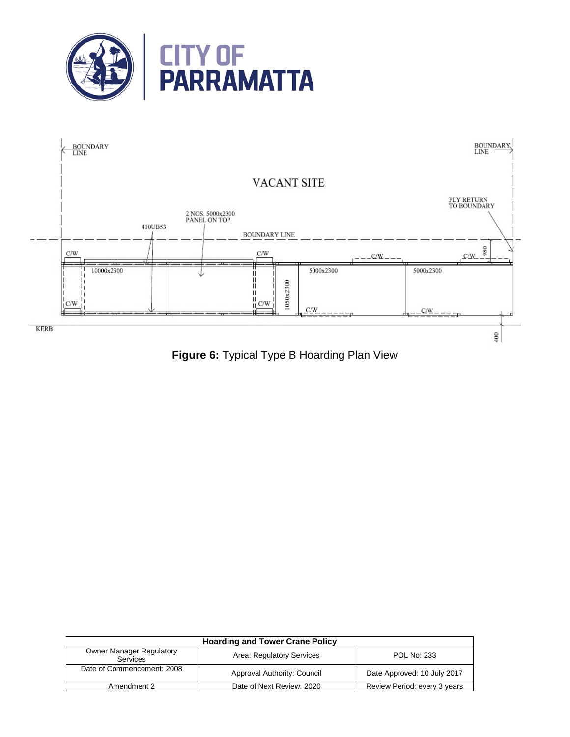Figure 6: Typical Type B Hoarding Plan View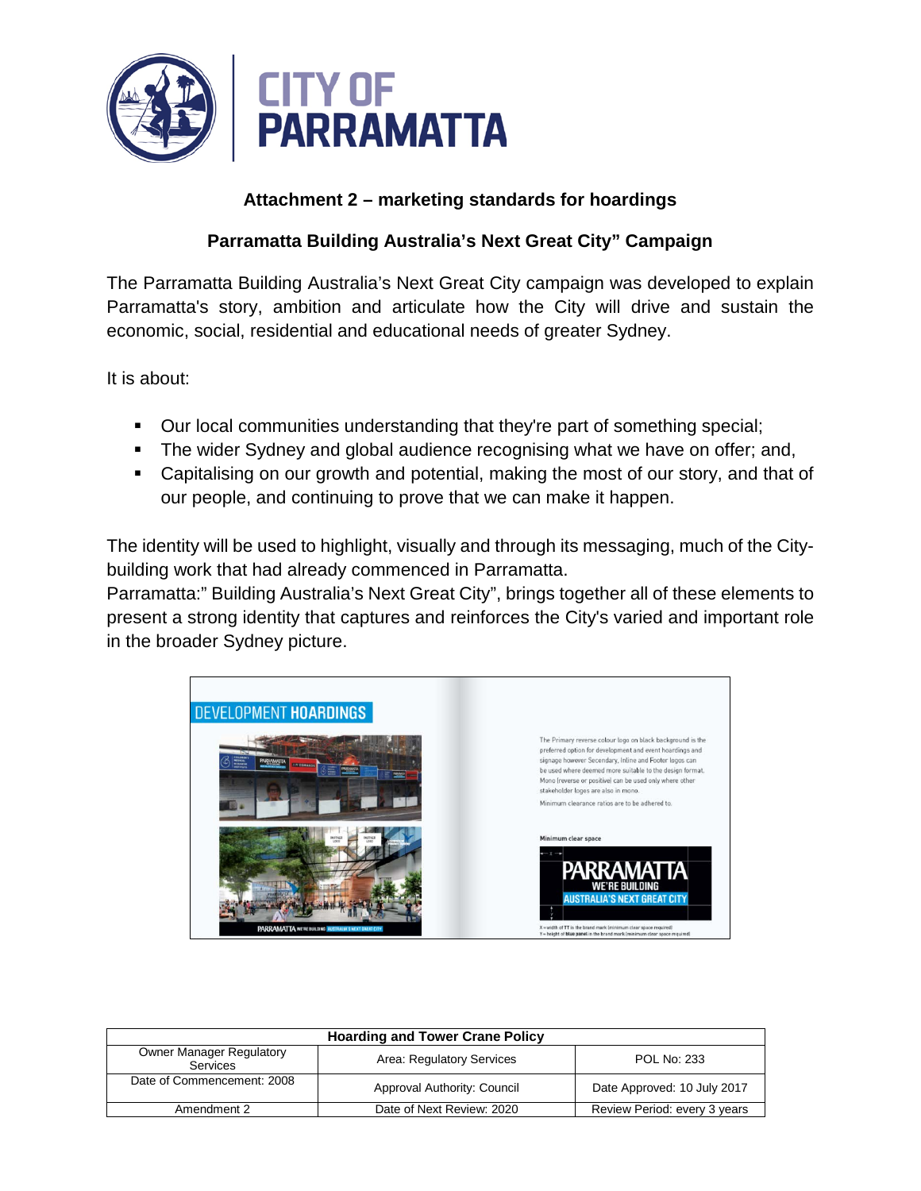## Attachment 2 – marketing standards for hoardings

### Parramatta Building Australia's Next Great City" Campaign

The Parramatta Building Australia's Next Great City campaign was developed to explain Parramatta's story, ambition and articulate how the City will drive and sustain the economic, social, residential and educational needs of greater Sydney.

It is about:

- Our local communities understanding that they're part of something special;
- The wider Sydney and global audience recognising what we have on offer; and,
- Capitalising on our growth and potential, making the most of our story, and that of our people, and continuing to prove that we can make it happen.

The identity will be used to highlight, visually and through its messaging, much of the City-building work that had already commenced in Parramatta.
Parramatta:" Building Australia's Next Great City", brings together all of these elements to present a strong identity that captures and reinforces the City's varied and important role in the broader Sydney picture.

**DEVELOPMENT HOARDINGS**

The Primary reverse colour logo on black background is the preferred option for development and event hoardings and signage however Secondary, Inline and Footer logos can be used where deemed more suitable to the design format. Mono (reverse or positive) can be used only where other stakeholder logos are also in mono.

Minimum clearance ratios are to be adhered to.

**Minimum clear space**

PARRAMATTA WE'RE BUILDING AUSTRALIA'S NEXT GREAT CITY

X = width of TT in the brand mark (minimum clear space required)
Y = height of blue panel in the brand mark (minimum clear space required)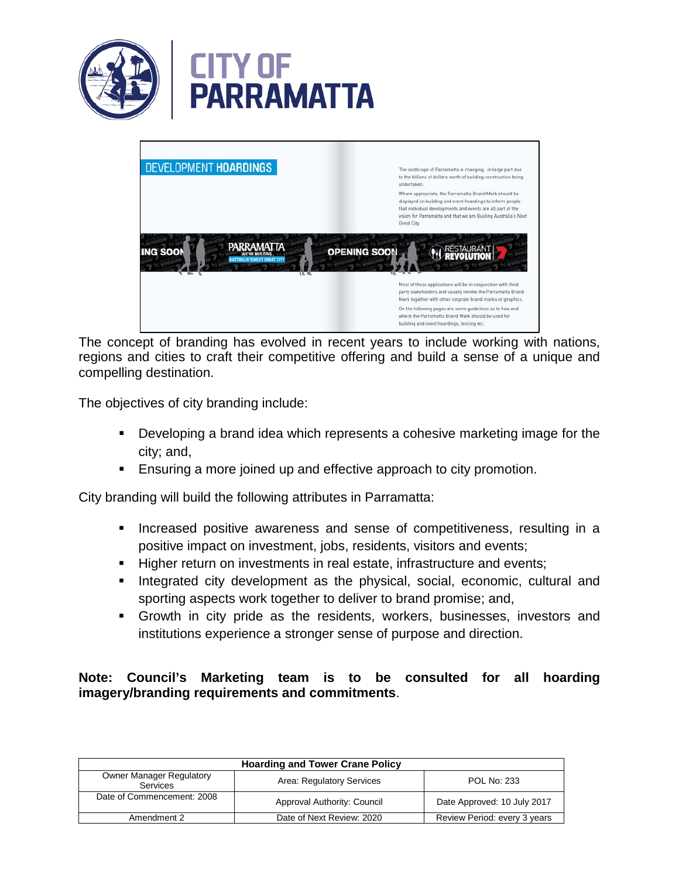The concept of branding has evolved in recent years to include working with nations, regions and cities to craft their competitive offering and build a sense of a unique and compelling destination.

The objectives of city branding include:

- Developing a brand idea which represents a cohesive marketing image for the city; and,
- Ensuring a more joined up and effective approach to city promotion.

City branding will build the following attributes in Parramatta:

- Increased positive awareness and sense of competitiveness, resulting in a positive impact on investment, jobs, residents, visitors and events;
- Higher return on investments in real estate, infrastructure and events;
- Integrated city development as the physical, social, economic, cultural and sporting aspects work together to deliver to brand promise; and,
- Growth in city pride as the residents, workers, businesses, investors and institutions experience a stronger sense of purpose and direction.

**Note: Council's Marketing team is to be consulted for all hoarding imagery/branding requirements and commitments**.

| Hoarding and Tower Crane Policy | | |
|---|---|---|
| Owner Manager Regulatory Services | Area: Regulatory Services | POL No: 233 |
| Date of Commencement: 2008 | Approval Authority: Council | Date Approved: 10 July 2017 |
| Amendment 2 | Date of Next Review: 2020 | Review Period: every 3 years |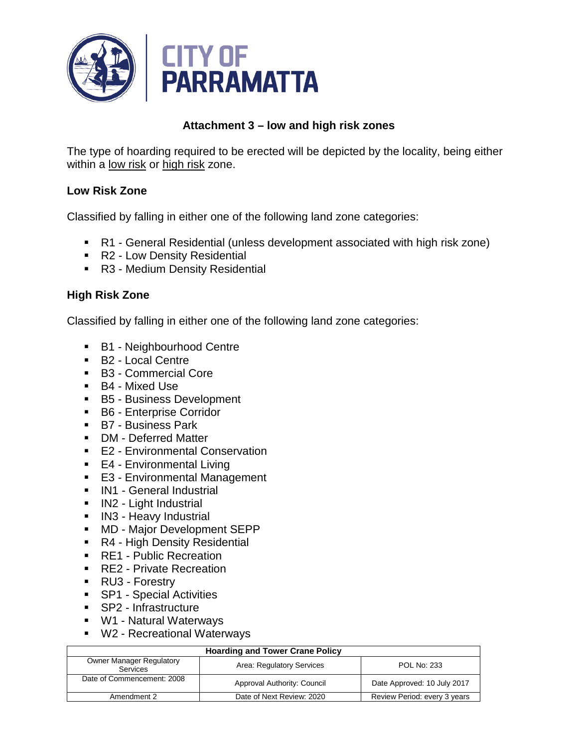## Attachment 3 – low and high risk zones

The type of hoarding required to be erected will be depicted by the locality, being either within a low risk or high risk zone.

### Low Risk Zone

Classified by falling in either one of the following land zone categories:

- R1 - General Residential (unless development associated with high risk zone)
- R2 - Low Density Residential
- R3 - Medium Density Residential

### High Risk Zone

Classified by falling in either one of the following land zone categories:

- B1 - Neighbourhood Centre
- B2 - Local Centre
- B3 - Commercial Core
- B4 - Mixed Use
- B5 - Business Development
- B6 - Enterprise Corridor
- B7 - Business Park
- DM - Deferred Matter
- E2 - Environmental Conservation
- E4 - Environmental Living
- E3 - Environmental Management
- IN1 - General Industrial
- IN2 - Light Industrial
- IN3 - Heavy Industrial
- MD - Major Development SEPP
- R4 - High Density Residential
- RE1 - Public Recreation
- RE2 - Private Recreation
- RU3 - Forestry
- SP1 - Special Activities
- SP2 - Infrastructure
- W1 - Natural Waterways
- W2 - Recreational Waterways

| Hoarding and Tower Crane Policy | | |
|---|---|---|
| Owner Manager Regulatory Services | Area: Regulatory Services | POL No: 233 |
| Date of Commencement: 2008 | Approval Authority: Council | Date Approved: 10 July 2017 |
| Amendment 2 | Date of Next Review: 2020 | Review Period: every 3 years |